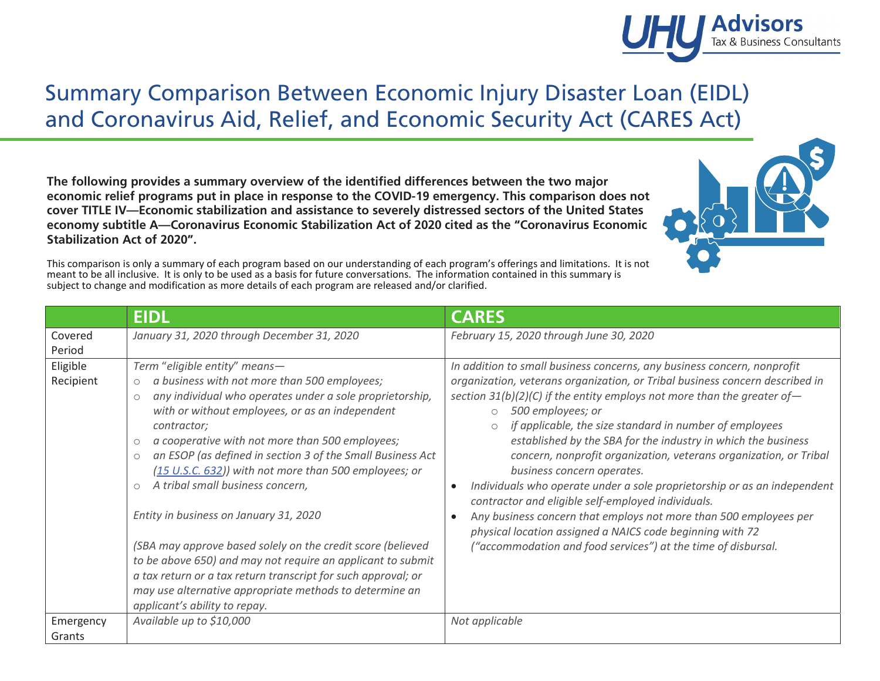# Summary Comparison Between Economic Injury Disaster Loan (EIDL) and Coronavirus Aid, Relief, and Economic Security Act (CARES Act)

**The following provides a summary overview of the identified differences between the two major economic relief programs put in place in response to the COVID-19 emergency. This comparison does not cover TITLE IV—Economic stabilization and assistance to severely distressed sectors of the United States economy subtitle A—Coronavirus Economic Stabilization Act of 2020 cited as the "Coronavirus Economic Stabilization Act of 2020".**

This comparison is only a summary of each program based on our understanding of each program's offerings and limitations. It is not meant to be all inclusive. It is only to be used as a basis for future conversations. The information contained in this summary is subject to change and modification as more details of each program are released and/or clarified.

| | EIDL | CARES |
|---|---|---|
| Covered Period | *January 31, 2020 through December 31, 2020* | *February 15, 2020 through June 30, 2020* |
| Eligible Recipient | *Term "eligible entity" means—*<br>○ *a business with not more than 500 employees;*<br>○ *any individual who operates under a sole proprietorship, with or without employees, or as an independent contractor;*<br>○ *a cooperative with not more than 500 employees;*<br>○ *an ESOP (as defined in section 3 of the Small Business Act (15 U.S.C. 632)) with not more than 500 employees; or*<br>○ *A tribal small business concern,*<br><br>*Entity in business on January 31, 2020*<br><br>*(SBA may approve based solely on the credit score (believed to be above 650) and may not require an applicant to submit a tax return or a tax return transcript for such approval; or may use alternative appropriate methods to determine an applicant's ability to repay.* | *In addition to small business concerns, any business concern, nonprofit organization, veterans organization, or Tribal business concern described in section 31(b)(2)(C) if the entity employs not more than the greater of—*<br>○ *500 employees; or*<br>○ *if applicable, the size standard in number of employees established by the SBA for the industry in which the business concern, nonprofit organization, veterans organization, or Tribal business concern operates.*<br>• *Individuals who operate under a sole proprietorship or as an independent contractor and eligible self-employed individuals.*<br>• *Any business concern that employs not more than 500 employees per physical location assigned a NAICS code beginning with 72 ("accommodation and food services") at the time of disbursal.* |
| Emergency Grants | *Available up to $10,000* | *Not applicable* |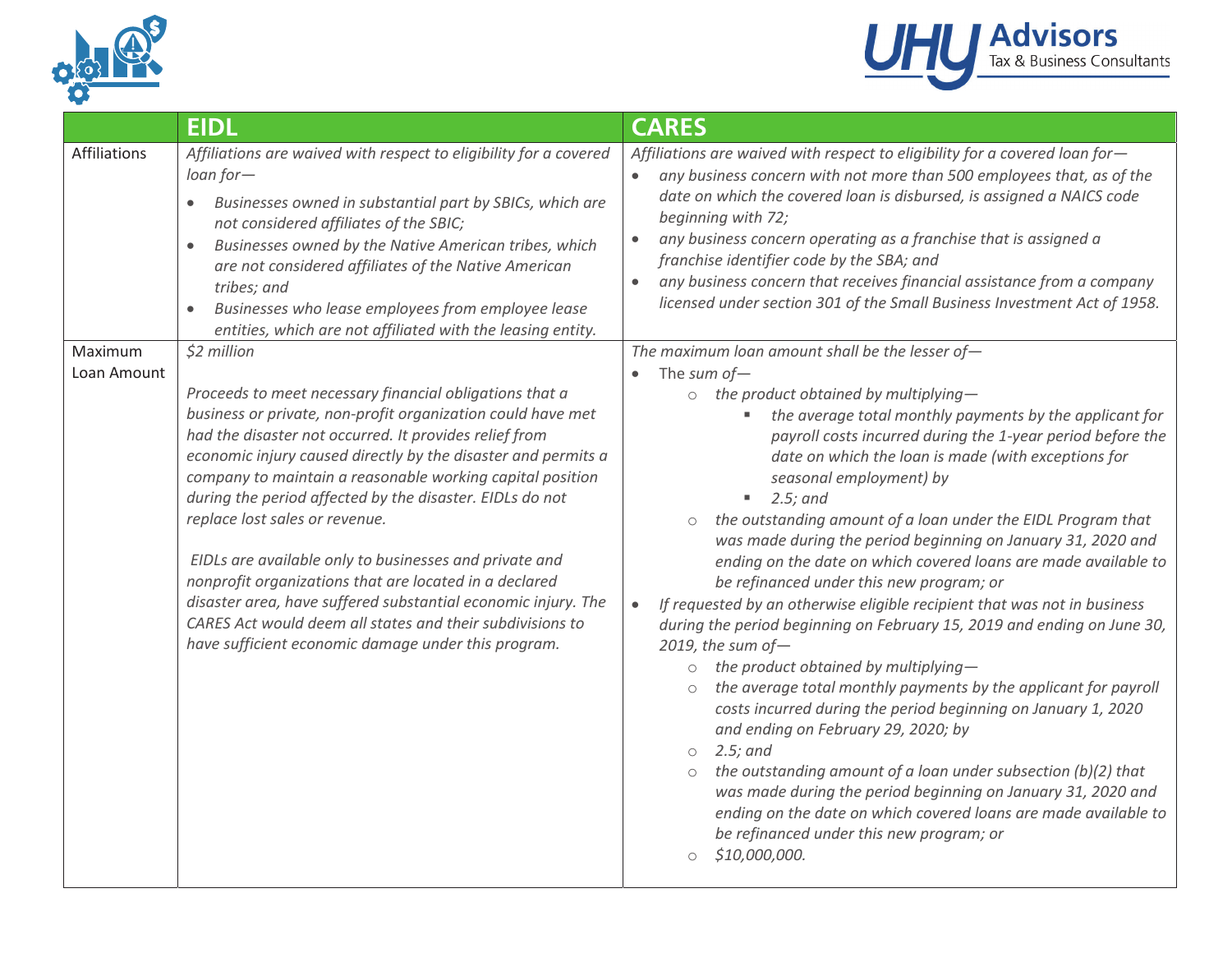| | EIDL | CARES |
|---|---|---|
| Affiliations | *Affiliations are waived with respect to eligibility for a covered loan for—*<br>• *Businesses owned in substantial part by SBICs, which are not considered affiliates of the SBIC;*<br>• *Businesses owned by the Native American tribes, which are not considered affiliates of the Native American tribes; and*<br>• *Businesses who lease employees from employee lease entities, which are not affiliated with the leasing entity.* | *Affiliations are waived with respect to eligibility for a covered loan for—*<br>• *any business concern with not more than 500 employees that, as of the date on which the covered loan is disbursed, is assigned a NAICS code beginning with 72;*<br>• *any business concern operating as a franchise that is assigned a franchise identifier code by the SBA; and*<br>• *any business concern that receives financial assistance from a company licensed under section 301 of the Small Business Investment Act of 1958.* |
| Maximum Loan Amount | *$2 million*<br><br>*Proceeds to meet necessary financial obligations that a business or private, non-profit organization could have met had the disaster not occurred. It provides relief from economic injury caused directly by the disaster and permits a company to maintain a reasonable working capital position during the period affected by the disaster. EIDLs do not replace lost sales or revenue.*<br><br>*EIDLs are available only to businesses and private and nonprofit organizations that are located in a declared disaster area, have suffered substantial economic injury. The CARES Act would deem all states and their subdivisions to have sufficient economic damage under this program.* | *The maximum loan amount shall be the lesser of—*<br>• The *sum of—*<br>  ○ *the product obtained by multiplying—*<br>    ▪ *the average total monthly payments by the applicant for payroll costs incurred during the 1-year period before the date on which the loan is made (with exceptions for seasonal employment) by*<br>    ▪ *2.5; and*<br>  ○ *the outstanding amount of a loan under the EIDL Program that was made during the period beginning on January 31, 2020 and ending on the date on which covered loans are made available to be refinanced under this new program; or*<br>• *If requested by an otherwise eligible recipient that was not in business during the period beginning on February 15, 2019 and ending on June 30, 2019, the sum of—*<br>  ○ *the product obtained by multiplying—*<br>  ○ *the average total monthly payments by the applicant for payroll costs incurred during the period beginning on January 1, 2020 and ending on February 29, 2020; by*<br>  ○ *2.5; and*<br>  ○ *the outstanding amount of a loan under subsection (b)(2) that was made during the period beginning on January 31, 2020 and ending on the date on which covered loans are made available to be refinanced under this new program; or*<br>  ○ *$10,000,000.* |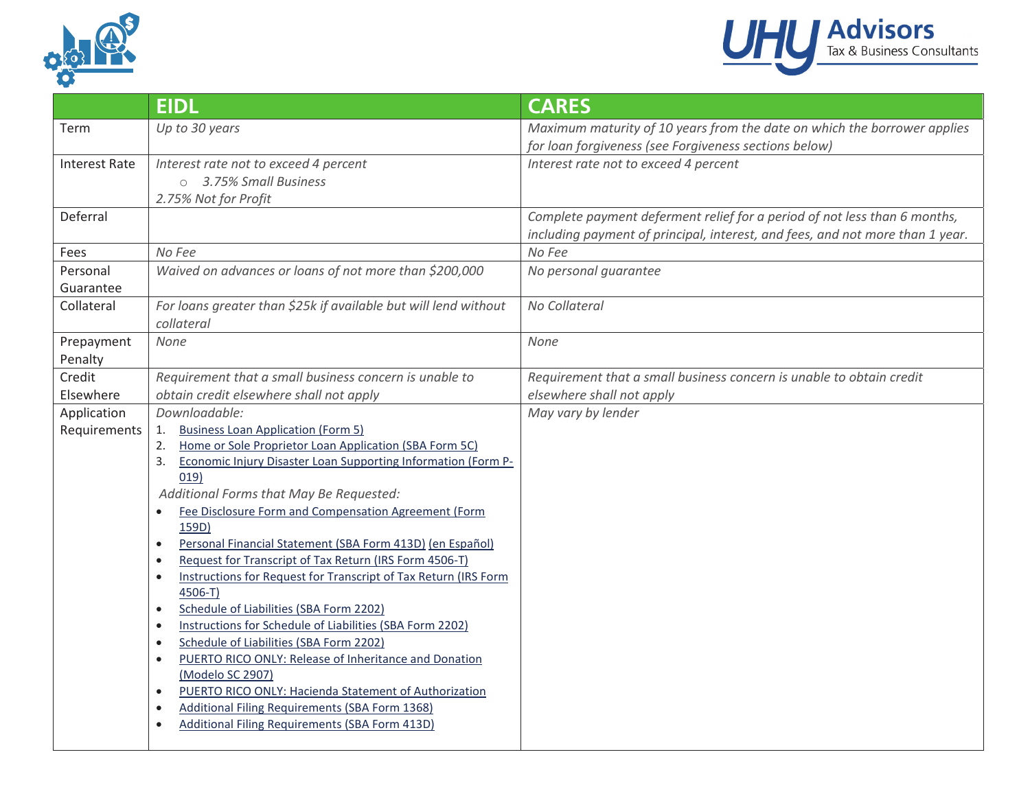| | EIDL | CARES |
|---|---|---|
| Term | *Up to 30 years* | *Maximum maturity of 10 years from the date on which the borrower applies for loan forgiveness (see Forgiveness sections below)* |
| Interest Rate | *Interest rate not to exceed 4 percent*<br>◦ *3.75% Small Business*<br>*2.75% Not for Profit* | *Interest rate not to exceed 4 percent* |
| Deferral | | *Complete payment deferment relief for a period of not less than 6 months, including payment of principal, interest, and fees, and not more than 1 year.* |
| Fees | *No Fee* | *No Fee* |
| Personal Guarantee | *Waived on advances or loans of not more than $200,000* | *No personal guarantee* |
| Collateral | *For loans greater than $25k if available but will lend without collateral* | *No Collateral* |
| Prepayment Penalty | *None* | *None* |
| Credit Elsewhere | *Requirement that a small business concern is unable to obtain credit elsewhere shall not apply* | *Requirement that a small business concern is unable to obtain credit elsewhere shall not apply* |
| Application Requirements | *Downloadable:*<br>1. Business Loan Application (Form 5)<br>2. Home or Sole Proprietor Loan Application (SBA Form 5C)<br>3. Economic Injury Disaster Loan Supporting Information (Form P-019)<br>*Additional Forms that May Be Requested:*<br>• Fee Disclosure Form and Compensation Agreement (Form 159D)<br>• Personal Financial Statement (SBA Form 413D) (en Español)<br>• Request for Transcript of Tax Return (IRS Form 4506-T)<br>• Instructions for Request for Transcript of Tax Return (IRS Form 4506-T)<br>• Schedule of Liabilities (SBA Form 2202)<br>• Instructions for Schedule of Liabilities (SBA Form 2202)<br>• Schedule of Liabilities (SBA Form 2202)<br>• PUERTO RICO ONLY: Release of Inheritance and Donation (Modelo SC 2907)<br>• PUERTO RICO ONLY: Hacienda Statement of Authorization<br>• Additional Filing Requirements (SBA Form 1368)<br>• Additional Filing Requirements (SBA Form 413D) | *May vary by lender* |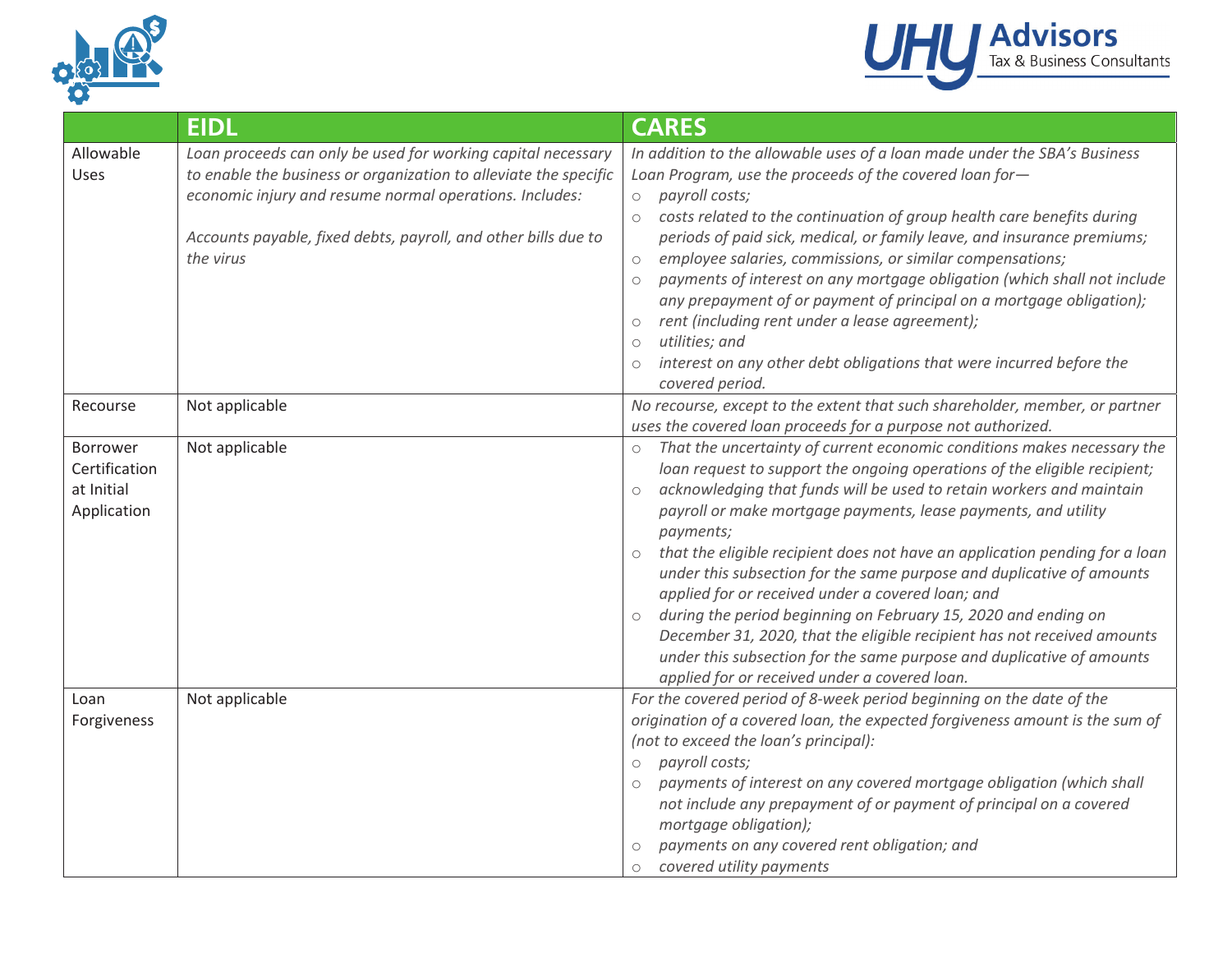| | EIDL | CARES |
|---|---|---|
| Allowable Uses | *Loan proceeds can only be used for working capital necessary to enable the business or organization to alleviate the specific economic injury and resume normal operations. Includes:*<br><br>*Accounts payable, fixed debts, payroll, and other bills due to the virus* | *In addition to the allowable uses of a loan made under the SBA's Business Loan Program, use the proceeds of the covered loan for—*<br>○ *payroll costs;*<br>○ *costs related to the continuation of group health care benefits during periods of paid sick, medical, or family leave, and insurance premiums;*<br>○ *employee salaries, commissions, or similar compensations;*<br>○ *payments of interest on any mortgage obligation (which shall not include any prepayment of or payment of principal on a mortgage obligation);*<br>○ *rent (including rent under a lease agreement);*<br>○ *utilities; and*<br>○ *interest on any other debt obligations that were incurred before the covered period.* |
| Recourse | Not applicable | *No recourse, except to the extent that such shareholder, member, or partner uses the covered loan proceeds for a purpose not authorized.* |
| Borrower Certification at Initial Application | Not applicable | ○ *That the uncertainty of current economic conditions makes necessary the loan request to support the ongoing operations of the eligible recipient;*<br>○ *acknowledging that funds will be used to retain workers and maintain payroll or make mortgage payments, lease payments, and utility payments;*<br>○ *that the eligible recipient does not have an application pending for a loan under this subsection for the same purpose and duplicative of amounts applied for or received under a covered loan; and*<br>○ *during the period beginning on February 15, 2020 and ending on December 31, 2020, that the eligible recipient has not received amounts under this subsection for the same purpose and duplicative of amounts applied for or received under a covered loan.* |
| Loan Forgiveness | Not applicable | *For the covered period of 8-week period beginning on the date of the origination of a covered loan, the expected forgiveness amount is the sum of (not to exceed the loan's principal):*<br>○ *payroll costs;*<br>○ *payments of interest on any covered mortgage obligation (which shall not include any prepayment of or payment of principal on a covered mortgage obligation);*<br>○ *payments on any covered rent obligation; and*<br>○ *covered utility payments* |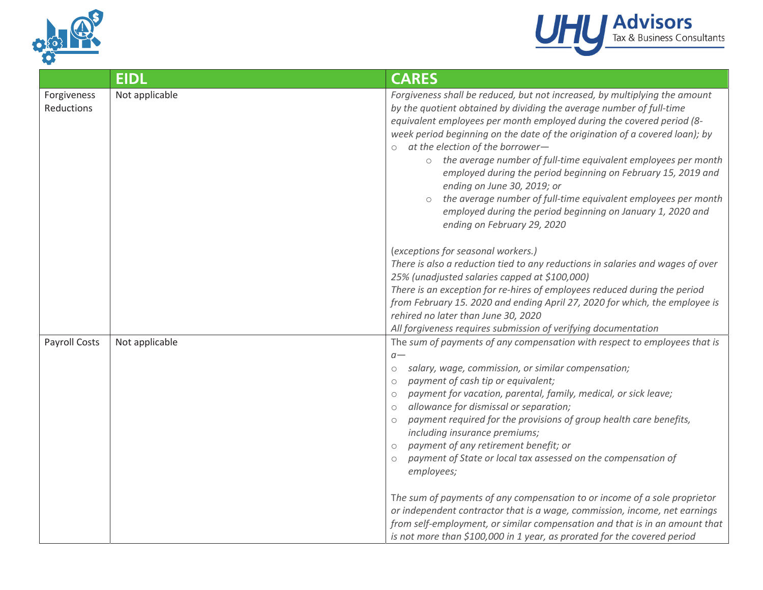| | EIDL | CARES |
|---|---|---|
| Forgiveness Reductions | Not applicable | *Forgiveness shall be reduced, but not increased, by multiplying the amount by the quotient obtained by dividing the average number of full-time equivalent employees per month employed during the covered period (8-week period beginning on the date of the origination of a covered loan); by*<br>○ *at the election of the borrower—*<br>　○ *the average number of full-time equivalent employees per month employed during the period beginning on February 15, 2019 and ending on June 30, 2019; or*<br>　○ *the average number of full-time equivalent employees per month employed during the period beginning on January 1, 2020 and ending on February 29, 2020*<br><br>(*exceptions for seasonal workers.)*<br>*There is also a reduction tied to any reductions in salaries and wages of over 25% (unadjusted salaries capped at $100,000)*<br>*There is an exception for re-hires of employees reduced during the period from February 15. 2020 and ending April 27, 2020 for which, the employee is rehired no later than June 30, 2020*<br>*All forgiveness requires submission of verifying documentation* |
| Payroll Costs | Not applicable | The *sum of payments of any compensation with respect to employees that is a—*<br>○ *salary, wage, commission, or similar compensation;*<br>○ *payment of cash tip or equivalent;*<br>○ *payment for vacation, parental, family, medical, or sick leave;*<br>○ *allowance for dismissal or separation;*<br>○ *payment required for the provisions of group health care benefits, including insurance premiums;*<br>○ *payment of any retirement benefit; or*<br>○ *payment of State or local tax assessed on the compensation of employees;*<br><br>The *sum of payments of any compensation to or income of a sole proprietor or independent contractor that is a wage, commission, income, net earnings from self-employment, or similar compensation and that is in an amount that is not more than $100,000 in 1 year, as prorated for the covered period* |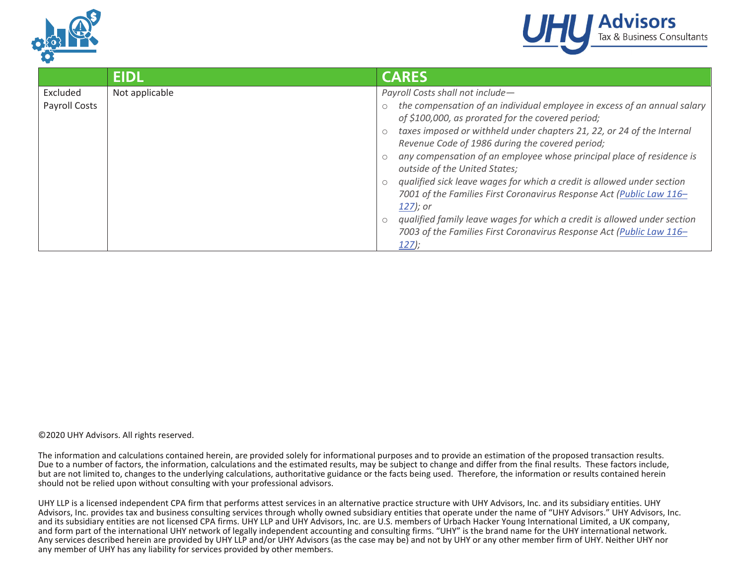| | EIDL | CARES |
|---|---|---|
| Excluded Payroll Costs | Not applicable | *Payroll Costs shall not include—*<br>○ *the compensation of an individual employee in excess of an annual salary of $100,000, as prorated for the covered period;*<br>○ *taxes imposed or withheld under chapters 21, 22, or 24 of the Internal Revenue Code of 1986 during the covered period;*<br>○ *any compensation of an employee whose principal place of residence is outside of the United States;*<br>○ *qualified sick leave wages for which a credit is allowed under section 7001 of the Families First Coronavirus Response Act (Public Law 116–127); or*<br>○ *qualified family leave wages for which a credit is allowed under section 7003 of the Families First Coronavirus Response Act (Public Law 116–127);* |

©2020 UHY Advisors. All rights reserved.

The information and calculations contained herein, are provided solely for informational purposes and to provide an estimation of the proposed transaction results. Due to a number of factors, the information, calculations and the estimated results, may be subject to change and differ from the final results. These factors include, but are not limited to, changes to the underlying calculations, authoritative guidance or the facts being used. Therefore, the information or results contained herein should not be relied upon without consulting with your professional advisors.

UHY LLP is a licensed independent CPA firm that performs attest services in an alternative practice structure with UHY Advisors, Inc. and its subsidiary entities. UHY Advisors, Inc. provides tax and business consulting services through wholly owned subsidiary entities that operate under the name of "UHY Advisors." UHY Advisors, Inc. and its subsidiary entities are not licensed CPA firms. UHY LLP and UHY Advisors, Inc. are U.S. members of Urbach Hacker Young International Limited, a UK company, and form part of the international UHY network of legally independent accounting and consulting firms. "UHY" is the brand name for the UHY international network. Any services described herein are provided by UHY LLP and/or UHY Advisors (as the case may be) and not by UHY or any other member firm of UHY. Neither UHY nor any member of UHY has any liability for services provided by other members.